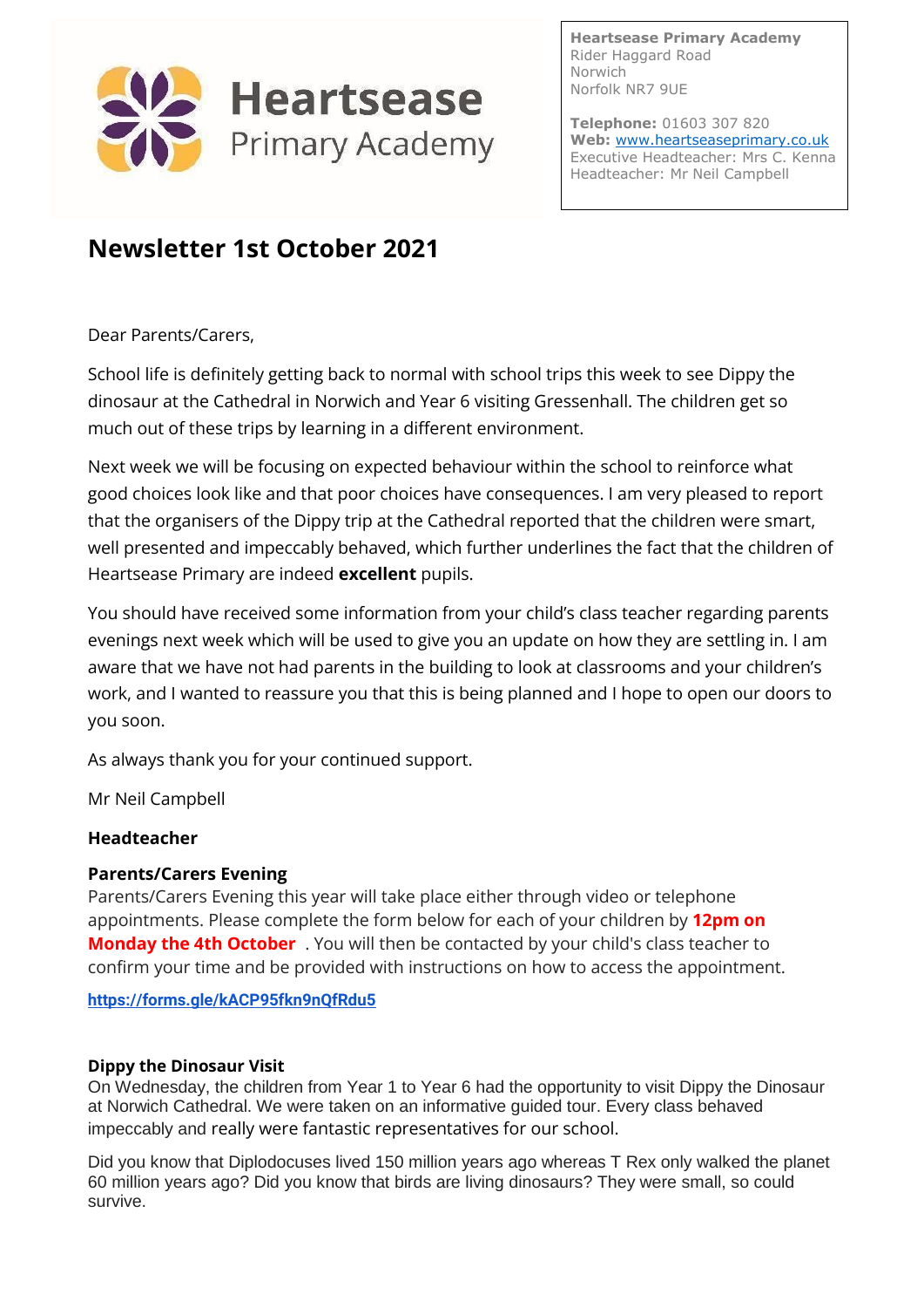**Heartsease Primary Academy**

Heartsease Primary Academy
Rider Haggard Road
Norwich
Norfolk NR7 9UE

**Telephone:** 01603 307 820
**Web:** www.heartseaseprimary.co.uk
Executive Headteacher: Mrs C. Kenna
Headteacher: Mr Neil Campbell

# Newsletter 1st October 2021

Dear Parents/Carers,

School life is definitely getting back to normal with school trips this week to see Dippy the dinosaur at the Cathedral in Norwich and Year 6 visiting Gressenhall. The children get so much out of these trips by learning in a different environment.

Next week we will be focusing on expected behaviour within the school to reinforce what good choices look like and that poor choices have consequences. I am very pleased to report that the organisers of the Dippy trip at the Cathedral reported that the children were smart, well presented and impeccably behaved, which further underlines the fact that the children of Heartsease Primary are indeed **excellent** pupils.

You should have received some information from your child's class teacher regarding parents evenings next week which will be used to give you an update on how they are settling in. I am aware that we have not had parents in the building to look at classrooms and your children's work, and I wanted to reassure you that this is being planned and I hope to open our doors to you soon.

As always thank you for your continued support.

Mr Neil Campbell

**Headteacher**

**Parents/Carers Evening**

Parents/Carers Evening this year will take place either through video or telephone appointments. Please complete the form below for each of your children by **12pm on Monday the 4th October** . You will then be contacted by your child's class teacher to confirm your time and be provided with instructions on how to access the appointment.

**https://forms.gle/kACP95fkn9nQfRdu5**

**Dippy the Dinosaur Visit**

On Wednesday, the children from Year 1 to Year 6 had the opportunity to visit Dippy the Dinosaur at Norwich Cathedral. We were taken on an informative guided tour. Every class behaved impeccably and really were fantastic representatives for our school.

Did you know that Diplodocuses lived 150 million years ago whereas T Rex only walked the planet 60 million years ago? Did you know that birds are living dinosaurs? They were small, so could survive.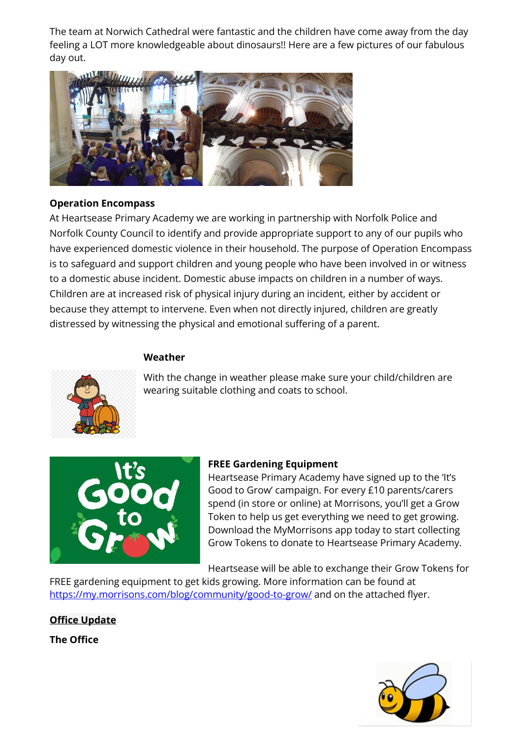The team at Norwich Cathedral were fantastic and the children have come away from the day feeling a LOT more knowledgeable about dinosaurs!! Here are a few pictures of our fabulous day out.

**Operation Encompass**

At Heartsease Primary Academy we are working in partnership with Norfolk Police and Norfolk County Council to identify and provide appropriate support to any of our pupils who have experienced domestic violence in their household. The purpose of Operation Encompass is to safeguard and support children and young people who have been involved in or witness to a domestic abuse incident. Domestic abuse impacts on children in a number of ways. Children are at increased risk of physical injury during an incident, either by accident or because they attempt to intervene. Even when not directly injured, children are greatly distressed by witnessing the physical and emotional suffering of a parent.

**Weather**

With the change in weather please make sure your child/children are wearing suitable clothing and coats to school.

**FREE Gardening Equipment**

Heartsease Primary Academy have signed up to the 'It's Good to Grow' campaign. For every £10 parents/carers spend (in store or online) at Morrisons, you'll get a Grow Token to help us get everything we need to get growing. Download the MyMorrisons app today to start collecting Grow Tokens to donate to Heartsease Primary Academy.

Heartsease will be able to exchange their Grow Tokens for FREE gardening equipment to get kids growing. More information can be found at https://my.morrisons.com/blog/community/good-to-grow/ and on the attached flyer.

**Office Update**

**The Office**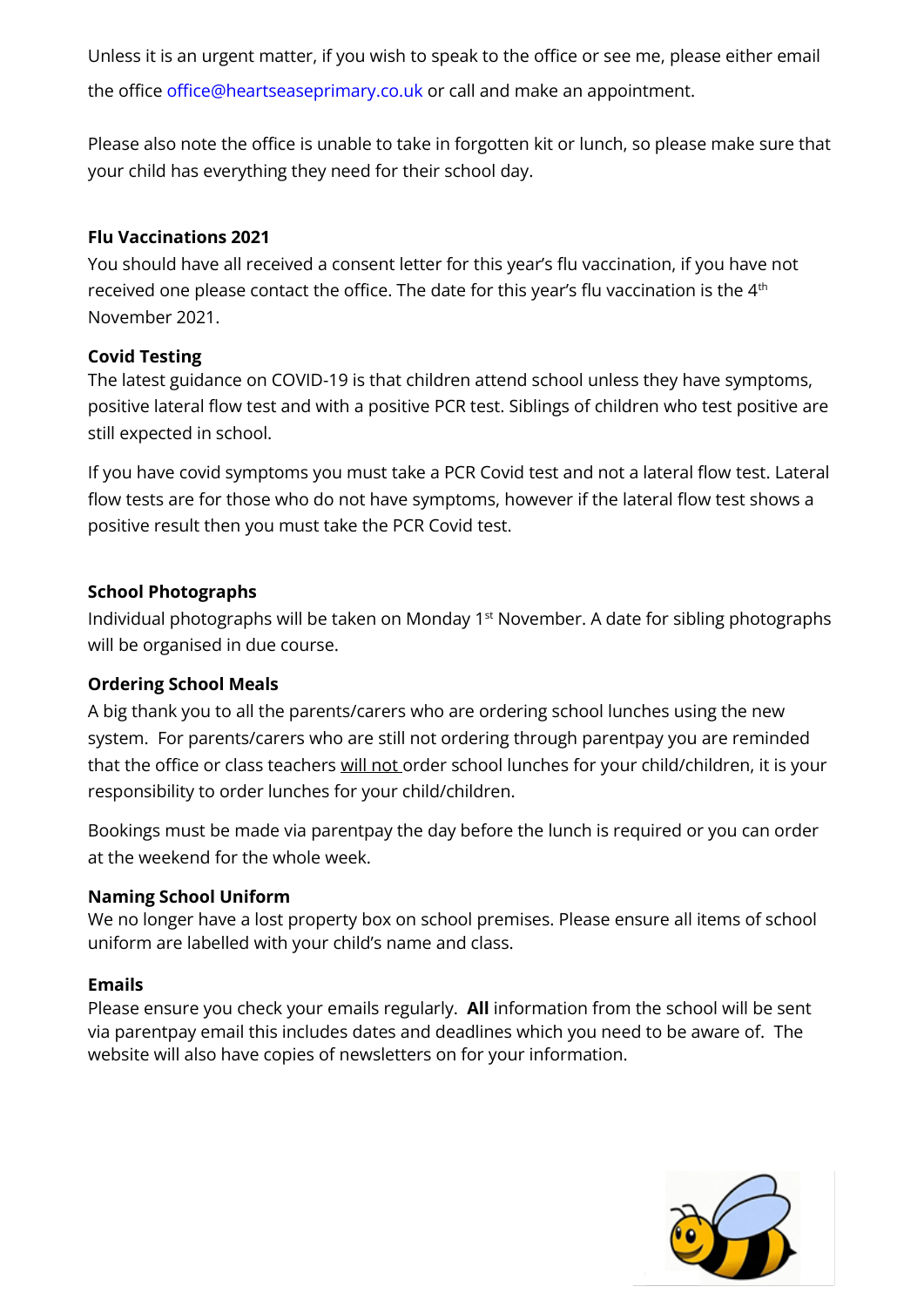Unless it is an urgent matter, if you wish to speak to the office or see me, please either email the office office@heartseaseprimary.co.uk or call and make an appointment.

Please also note the office is unable to take in forgotten kit or lunch, so please make sure that your child has everything they need for their school day.

**Flu Vaccinations 2021**

You should have all received a consent letter for this year's flu vaccination, if you have not received one please contact the office. The date for this year's flu vaccination is the 4th November 2021.

**Covid Testing**

The latest guidance on COVID-19 is that children attend school unless they have symptoms, positive lateral flow test and with a positive PCR test. Siblings of children who test positive are still expected in school.

If you have covid symptoms you must take a PCR Covid test and not a lateral flow test. Lateral flow tests are for those who do not have symptoms, however if the lateral flow test shows a positive result then you must take the PCR Covid test.

**School Photographs**

Individual photographs will be taken on Monday 1st November. A date for sibling photographs will be organised in due course.

**Ordering School Meals**

A big thank you to all the parents/carers who are ordering school lunches using the new system. For parents/carers who are still not ordering through parentpay you are reminded that the office or class teachers <u>will not</u> order school lunches for your child/children, it is your responsibility to order lunches for your child/children.

Bookings must be made via parentpay the day before the lunch is required or you can order at the weekend for the whole week.

**Naming School Uniform**

We no longer have a lost property box on school premises. Please ensure all items of school uniform are labelled with your child's name and class.

**Emails**

Please ensure you check your emails regularly. **All** information from the school will be sent via parentpay email this includes dates and deadlines which you need to be aware of. The website will also have copies of newsletters on for your information.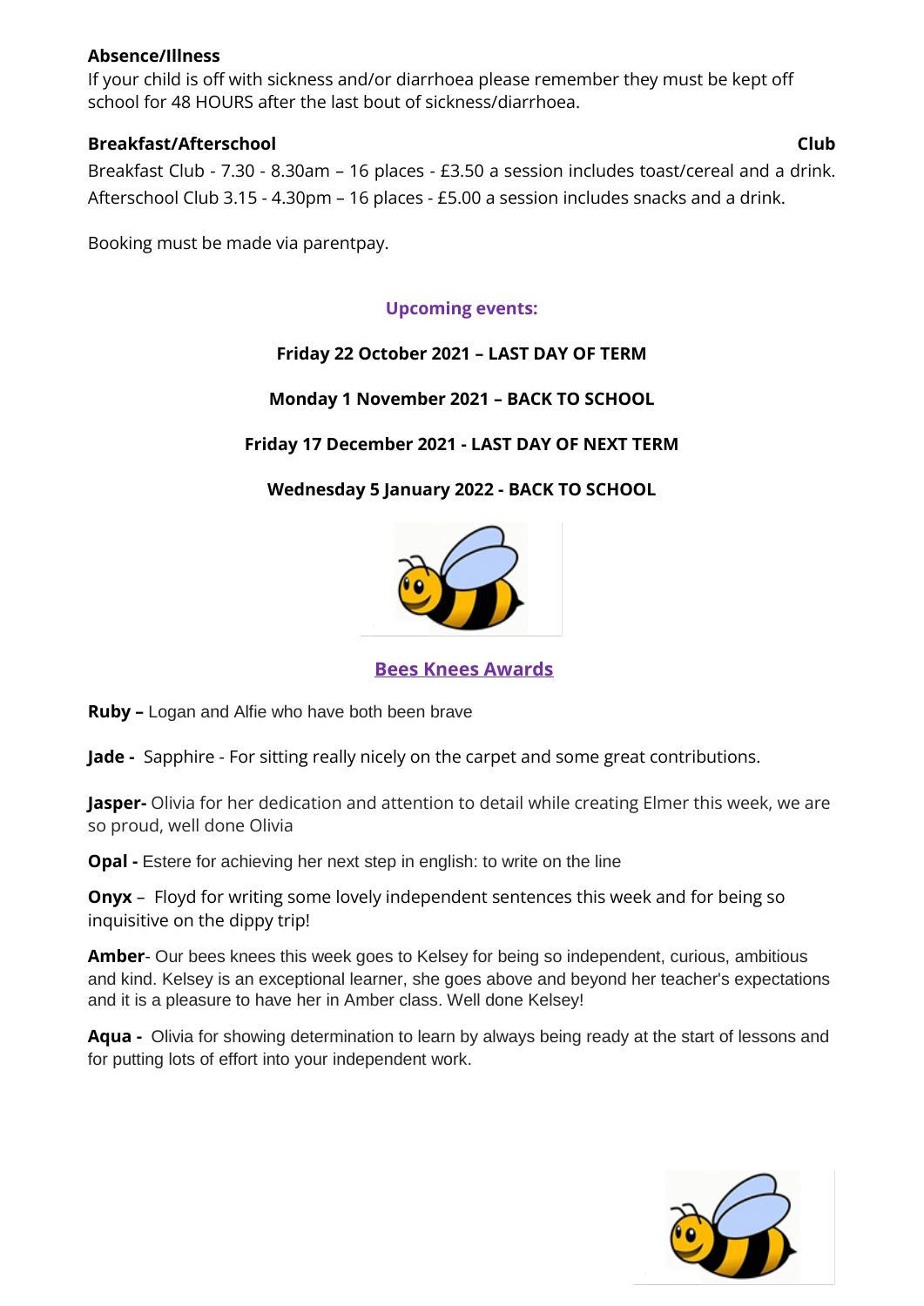**Absence/Illness**

If your child is off with sickness and/or diarrhoea please remember they must be kept off school for 48 HOURS after the last bout of sickness/diarrhoea.

**Breakfast/Afterschool Club**

Breakfast Club - 7.30 - 8.30am – 16 places - £3.50 a session includes toast/cereal and a drink.

Afterschool Club 3.15 - 4.30pm – 16 places - £5.00 a session includes snacks and a drink.

Booking must be made via parentpay.

**Upcoming events:**

**Friday 22 October 2021 – LAST DAY OF TERM**

**Monday 1 November 2021 – BACK TO SCHOOL**

**Friday 17 December 2021 - LAST DAY OF NEXT TERM**

**Wednesday 5 January 2022 - BACK TO SCHOOL**

**Bees Knees Awards**

**Ruby –** Logan and Alfie who have both been brave

**Jade -** Sapphire - For sitting really nicely on the carpet and some great contributions.

**Jasper-** Olivia for her dedication and attention to detail while creating Elmer this week, we are so proud, well done Olivia

**Opal -** Estere for achieving her next step in english: to write on the line

**Onyx** – Floyd for writing some lovely independent sentences this week and for being so inquisitive on the dippy trip!

**Amber**- Our bees knees this week goes to Kelsey for being so independent, curious, ambitious and kind. Kelsey is an exceptional learner, she goes above and beyond her teacher's expectations and it is a pleasure to have her in Amber class. Well done Kelsey!

**Aqua -** Olivia for showing determination to learn by always being ready at the start of lessons and for putting lots of effort into your independent work.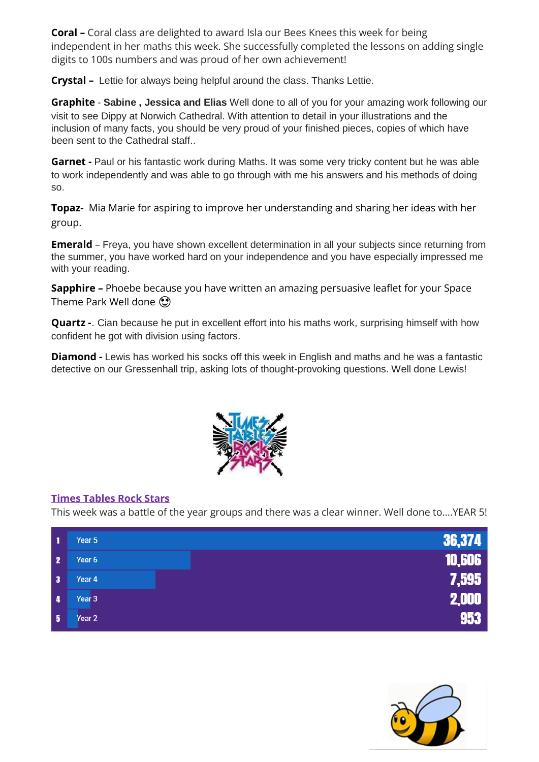**Coral –** Coral class are delighted to award Isla our Bees Knees this week for being independent in her maths this week. She successfully completed the lessons on adding single digits to 100s numbers and was proud of her own achievement!

**Crystal –** Lettie for always being helpful around the class. Thanks Lettie.

**Graphite** - **Sabine , Jessica and Elias** Well done to all of you for your amazing work following our visit to see Dippy at Norwich Cathedral. With attention to detail in your illustrations and the inclusion of many facts, you should be very proud of your finished pieces, copies of which have been sent to the Cathedral staff..

**Garnet -** Paul or his fantastic work during Maths. It was some very tricky content but he was able to work independently and was able to go through with me his answers and his methods of doing so.

**Topaz-** Mia Marie for aspiring to improve her understanding and sharing her ideas with her group.

**Emerald** – Freya, you have shown excellent determination in all your subjects since returning from the summer, you have worked hard on your independence and you have especially impressed me with your reading.

**Sapphire –** Phoebe because you have written an amazing persuasive leaflet for your Space Theme Park Well done 😍

**Quartz -**. Cian because he put in excellent effort into his maths work, surprising himself with how confident he got with division using factors.

**Diamond -** Lewis has worked his socks off this week in English and maths and he was a fantastic detective on our Gressenhall trip, asking lots of thought-provoking questions. Well done Lewis!

## Times Tables Rock Stars

This week was a battle of the year groups and there was a clear winner. Well done to....YEAR 5!

| Rank | Year Group | Score |
|---|---|---|
| 1 | Year 5 | 36,374 |
| 2 | Year 6 | 10,606 |
| 3 | Year 4 | 7,595 |
| 4 | Year 3 | 2,000 |
| 5 | Year 2 | 953 |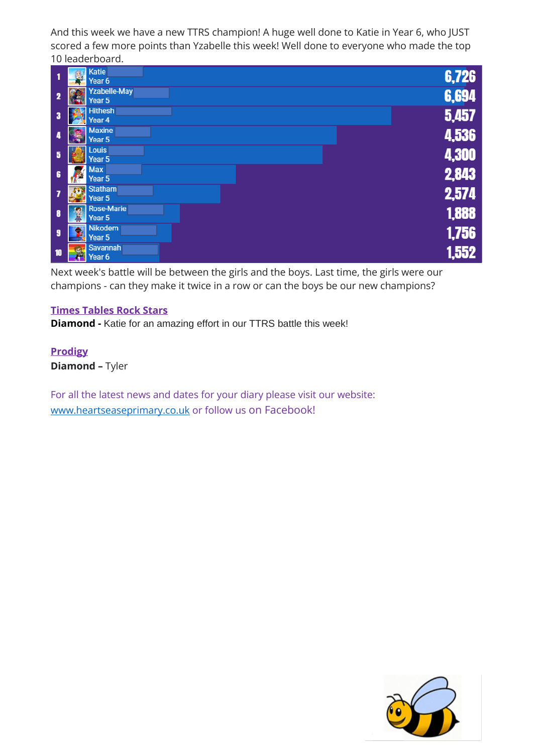And this week we have a new TTRS champion! A huge well done to Katie in Year 6, who JUST scored a few more points than Yzabelle this week! Well done to everyone who made the top 10 leaderboard.

1 Katie Year 6 6,726

2 Yzabelle-May Year 5 6,694

3 Hithesh Year 4 5,457

4 Maxine Year 5 4,536

5 Louis Year 5 4,300

6 Max Year 5 2,843

7 Statham Year 5 2,574

8 Rose-Marie Year 5 1,888

9 Nikodem Year 5 1,756

10 Savannah Year 6 1,552

Next week's battle will be between the girls and the boys. Last time, the girls were our champions - can they make it twice in a row or can the boys be our new champions?

**Times Tables Rock Stars**

**Diamond -** Katie for an amazing effort in our TTRS battle this week!

**Prodigy**

**Diamond –** Tyler

For all the latest news and dates for your diary please visit our website: www.heartseaseprimary.co.uk or follow us on Facebook!